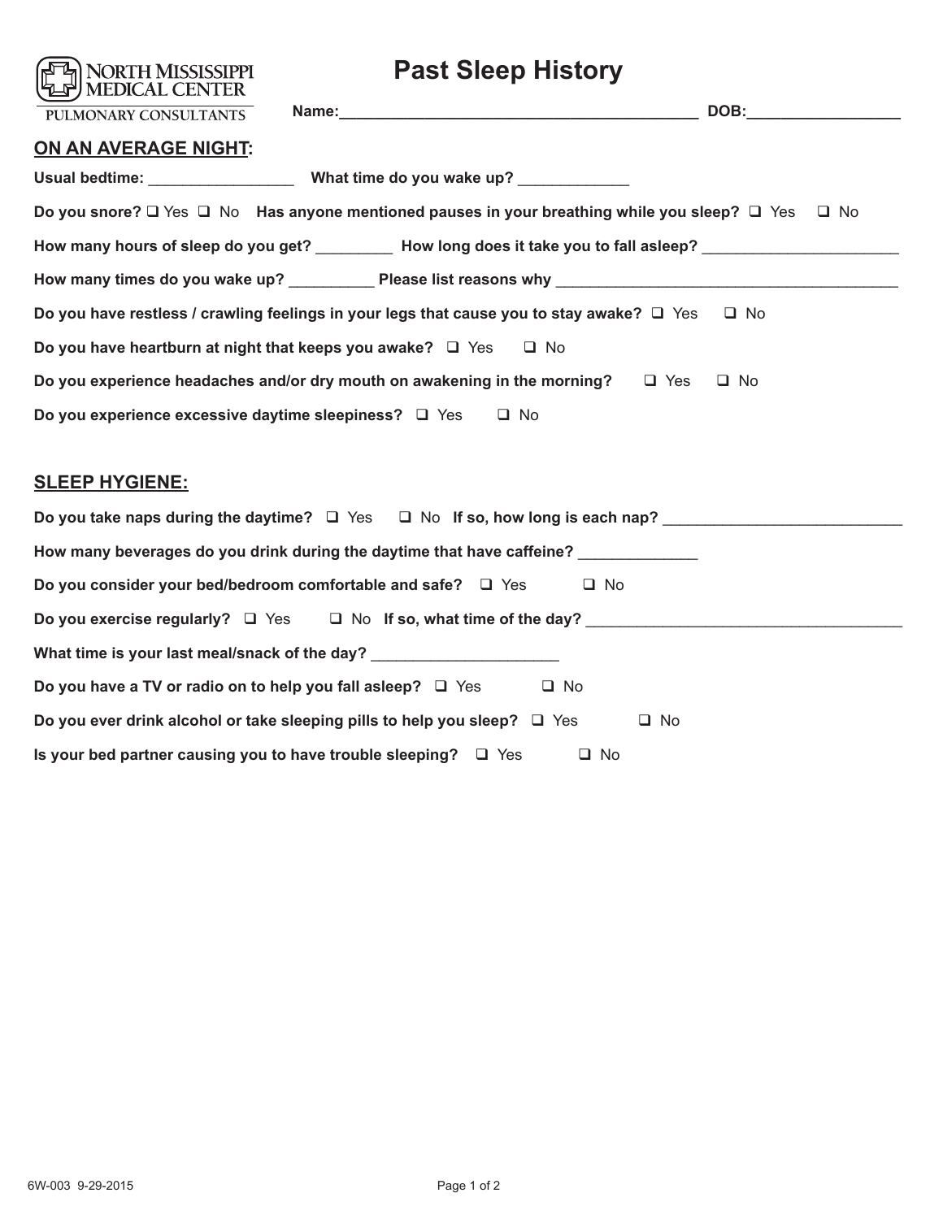NORTH MISSISSIPPI MEDICAL CENTER

PULMONARY CONSULTANTS

# Past Sleep History

**Name:**___________________________________________ **DOB:**__________________

## ON AN AVERAGE NIGHT:

**Usual bedtime:** _________________ **What time do you wake up?** _____________

**Do you snore?** ❑ Yes ❑ No **Has anyone mentioned pauses in your breathing while you sleep?** ❑ Yes ❑ No

**How many hours of sleep do you get?** _________ **How long does it take you to fall asleep?** _______________________

**How many times do you wake up?** __________ **Please list reasons why** ___________________________________________

**Do you have restless / crawling feelings in your legs that cause you to stay awake?** ❑ Yes ❑ No

**Do you have heartburn at night that keeps you awake?** ❑ Yes ❑ No

**Do you experience headaches and/or dry mouth on awakening in the morning?** ❑ Yes ❑ No

**Do you experience excessive daytime sleepiness?** ❑ Yes ❑ No

## SLEEP HYGIENE:

**Do you take naps during the daytime?** ❑ Yes ❑ No **If so, how long is each nap?** ____________________________

**How many beverages do you drink during the daytime that have caffeine?** ______________

**Do you consider your bed/bedroom comfortable and safe?** ❑ Yes ❑ No

**Do you exercise regularly?** ❑ Yes ❑ No **If so, what time of the day?** ______________________________________

**What time is your last meal/snack of the day?** ______________________

**Do you have a TV or radio on to help you fall asleep?** ❑ Yes ❑ No

**Do you ever drink alcohol or take sleeping pills to help you sleep?** ❑ Yes ❑ No

**Is your bed partner causing you to have trouble sleeping?** ❑ Yes ❑ No

6W-003 9-29-2015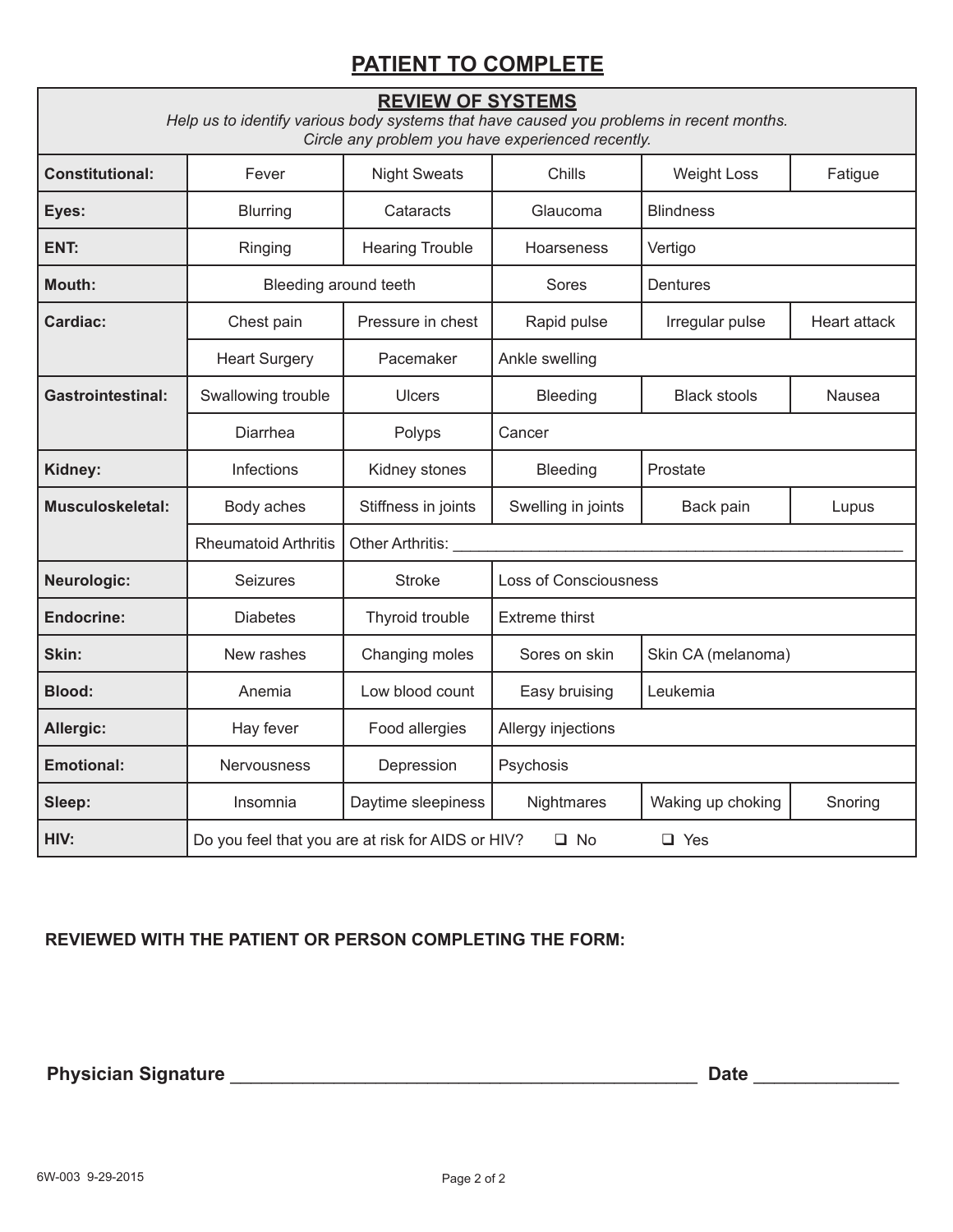# PATIENT TO COMPLETE

## REVIEW OF SYSTEMS

*Help us to identify various body systems that have caused you problems in recent months.*
*Circle any problem you have experienced recently.*

| | | | | | |
|---|---|---|---|---|---|
| **Constitutional:** | Fever | Night Sweats | Chills | Weight Loss | Fatigue |
| **Eyes:** | Blurring | Cataracts | Glaucoma | Blindness | |
| **ENT:** | Ringing | Hearing Trouble | Hoarseness | Vertigo | |
| **Mouth:** | Bleeding around teeth | | Sores | Dentures | |
| **Cardiac:** | Chest pain | Pressure in chest | Rapid pulse | Irregular pulse | Heart attack |
| | Heart Surgery | Pacemaker | Ankle swelling | | |
| **Gastrointestinal:** | Swallowing trouble | Ulcers | Bleeding | Black stools | Nausea |
| | Diarrhea | Polyps | Cancer | | |
| **Kidney:** | Infections | Kidney stones | Bleeding | Prostate | |
| **Musculoskeletal:** | Body aches | Stiffness in joints | Swelling in joints | Back pain | Lupus |
| | Rheumatoid Arthritis | Other Arthritis: ______________________ | | | |
| **Neurologic:** | Seizures | Stroke | Loss of Consciousness | | |
| **Endocrine:** | Diabetes | Thyroid trouble | Extreme thirst | | |
| **Skin:** | New rashes | Changing moles | Sores on skin | Skin CA (melanoma) | |
| **Blood:** | Anemia | Low blood count | Easy bruising | Leukemia | |
| **Allergic:** | Hay fever | Food allergies | Allergy injections | | |
| **Emotional:** | Nervousness | Depression | Psychosis | | |
| **Sleep:** | Insomnia | Daytime sleepiness | Nightmares | Waking up choking | Snoring |
| **HIV:** | Do you feel that you are at risk for AIDS or HIV? ☐ No ☐ Yes | | | | |

**REVIEWED WITH THE PATIENT OR PERSON COMPLETING THE FORM:**

**Physician Signature** ______________________________________________ **Date** ______________

6W-003 9-29-2015